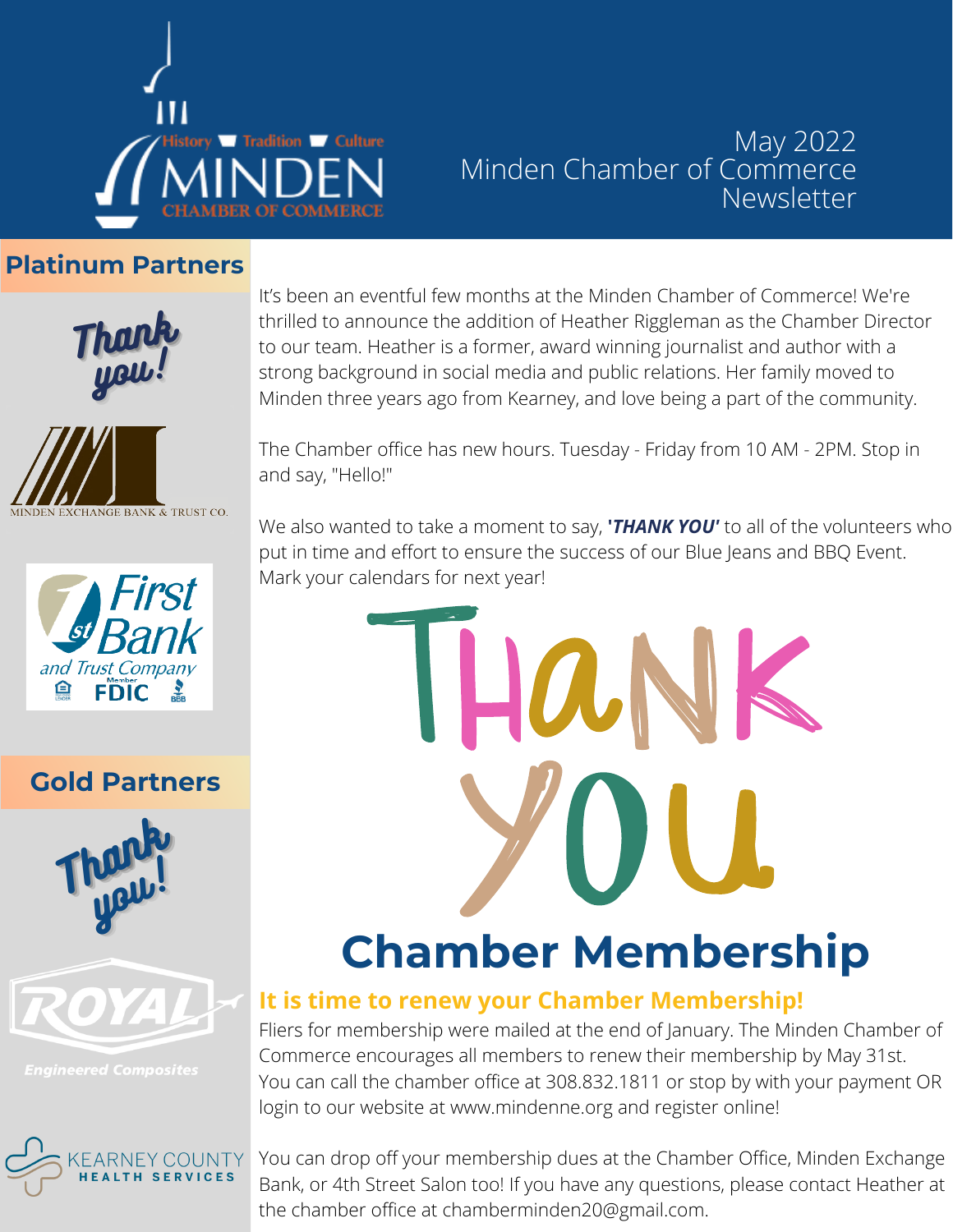May 2022
Minden Chamber of Commerce
Newsletter

## Platinum Partners

Thank you!

MINDEN EXCHANGE BANK & TRUST CO.

First Bank and Trust Company

## Gold Partners

Thank you!

ROYAL Engineered Composites

KEARNEY COUNTY HEALTH SERVICES

It's been an eventful few months at the Minden Chamber of Commerce! We're thrilled to announce the addition of Heather Riggleman as the Chamber Director to our team. Heather is a former, award winning journalist and author with a strong background in social media and public relations. Her family moved to Minden three years ago from Kearney, and love being a part of the community.

The Chamber office has new hours. Tuesday - Friday from 10 AM - 2PM. Stop in and say, "Hello!"

We also wanted to take a moment to say, ***'THANK YOU'*** to all of the volunteers who put in time and effort to ensure the success of our Blue Jeans and BBQ Event. Mark your calendars for next year!

THANK YOU

# Chamber Membership

### It is time to renew your Chamber Membership!

Fliers for membership were mailed at the end of January. The Minden Chamber of Commerce encourages all members to renew their membership by May 31st. You can call the chamber office at 308.832.1811 or stop by with your payment OR login to our website at www.mindenne.org and register online!

You can drop off your membership dues at the Chamber Office, Minden Exchange Bank, or 4th Street Salon too! If you have any questions, please contact Heather at the chamber office at chamberminden20@gmail.com.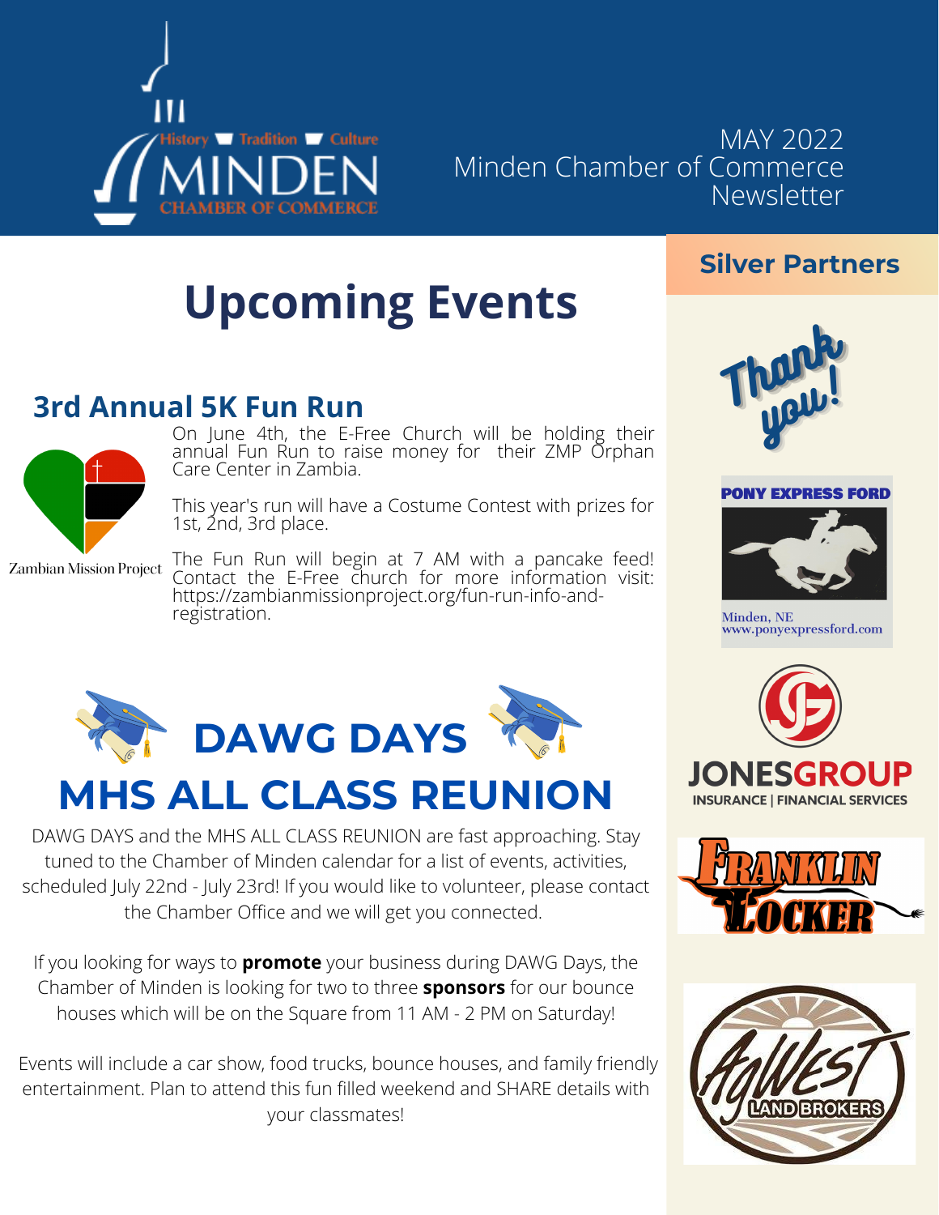History Tradition Culture

MINDEN

CHAMBER OF COMMERCE

MAY 2022
Minden Chamber of Commerce
Newsletter

# Upcoming Events

## 3rd Annual 5K Fun Run

Zambian Mission Project

On June 4th, the E-Free Church will be holding their annual Fun Run to raise money for their ZMP Orphan Care Center in Zambia.

This year's run will have a Costume Contest with prizes for 1st, 2nd, 3rd place.

The Fun Run will begin at 7 AM with a pancake feed! Contact the E-Free church for more information visit: https://zambianmissionproject.org/fun-run-info-and-registration.

## DAWG DAYS
## MHS ALL CLASS REUNION

DAWG DAYS and the MHS ALL CLASS REUNION are fast approaching. Stay tuned to the Chamber of Minden calendar for a list of events, activities, scheduled July 22nd - July 23rd! If you would like to volunteer, please contact the Chamber Office and we will get you connected.

If you looking for ways to **promote** your business during DAWG Days, the Chamber of Minden is looking for two to three **sponsors** for our bounce houses which will be on the Square from 11 AM - 2 PM on Saturday!

Events will include a car show, food trucks, bounce houses, and family friendly entertainment. Plan to attend this fun filled weekend and SHARE details with your classmates!

## Silver Partners

Thank you!

PONY EXPRESS FORD
Minden, NE
www.ponyexpressford.com

JONESGROUP
INSURANCE | FINANCIAL SERVICES

FRANKLIN LOCKER

AgWest LAND BROKERS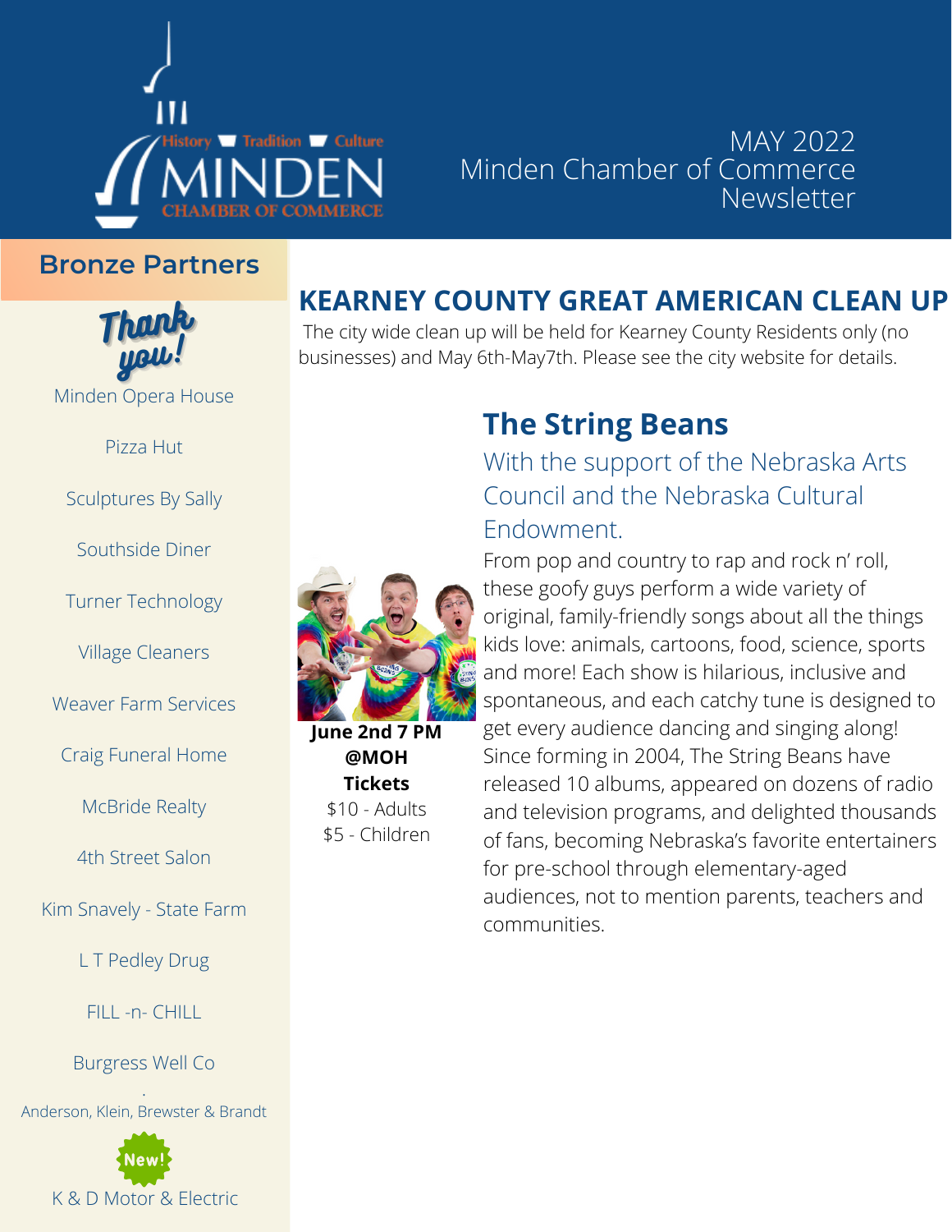MAY 2022
Minden Chamber of Commerce Newsletter

## Bronze Partners

Thank you!

Minden Opera House

Pizza Hut

Sculptures By Sally

Southside Diner

Turner Technology

Village Cleaners

Weaver Farm Services

Craig Funeral Home

McBride Realty

4th Street Salon

Kim Snavely - State Farm

L T Pedley Drug

FILL -n- CHILL

Burgress Well Co

Anderson, Klein, Brewster & Brandt

New!

K & D Motor & Electric

## KEARNEY COUNTY GREAT AMERICAN CLEAN UP

The city wide clean up will be held for Kearney County Residents only (no businesses) and May 6th-May7th. Please see the city website for details.

## The String Beans

With the support of the Nebraska Arts Council and the Nebraska Cultural Endowment.

**June 2nd 7 PM @MOH**

**Tickets**
$10 - Adults
$5 - Children

From pop and country to rap and rock n' roll, these goofy guys perform a wide variety of original, family-friendly songs about all the things kids love: animals, cartoons, food, science, sports and more! Each show is hilarious, inclusive and spontaneous, and each catchy tune is designed to get every audience dancing and singing along! Since forming in 2004, The String Beans have released 10 albums, appeared on dozens of radio and television programs, and delighted thousands of fans, becoming Nebraska's favorite entertainers for pre-school through elementary-aged audiences, not to mention parents, teachers and communities.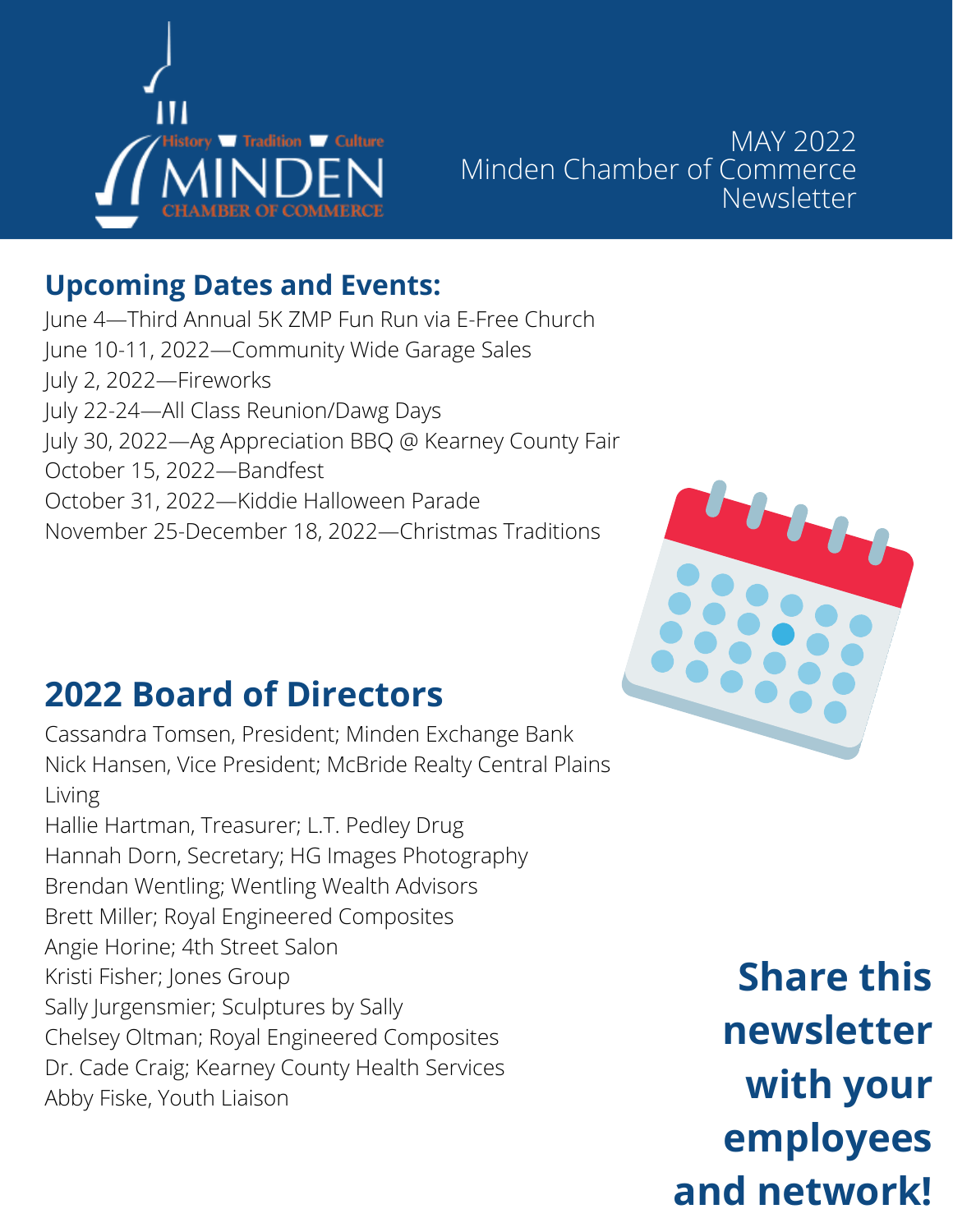History • Tradition • Culture

MINDEN CHAMBER OF COMMERCE

MAY 2022
Minden Chamber of Commerce
Newsletter

## Upcoming Dates and Events:

June 4—Third Annual 5K ZMP Fun Run via E-Free Church
June 10-11, 2022—Community Wide Garage Sales
July 2, 2022—Fireworks
July 22-24—All Class Reunion/Dawg Days
July 30, 2022—Ag Appreciation BBQ @ Kearney County Fair
October 15, 2022—Bandfest
October 31, 2022—Kiddie Halloween Parade
November 25-December 18, 2022—Christmas Traditions

## 2022 Board of Directors

Cassandra Tomsen, President; Minden Exchange Bank
Nick Hansen, Vice President; McBride Realty Central Plains Living
Hallie Hartman, Treasurer; L.T. Pedley Drug
Hannah Dorn, Secretary; HG Images Photography
Brendan Wentling; Wentling Wealth Advisors
Brett Miller; Royal Engineered Composites
Angie Horine; 4th Street Salon
Kristi Fisher; Jones Group
Sally Jurgensmier; Sculptures by Sally
Chelsey Oltman; Royal Engineered Composites
Dr. Cade Craig; Kearney County Health Services
Abby Fiske, Youth Liaison

**Share this newsletter with your employees and network!**